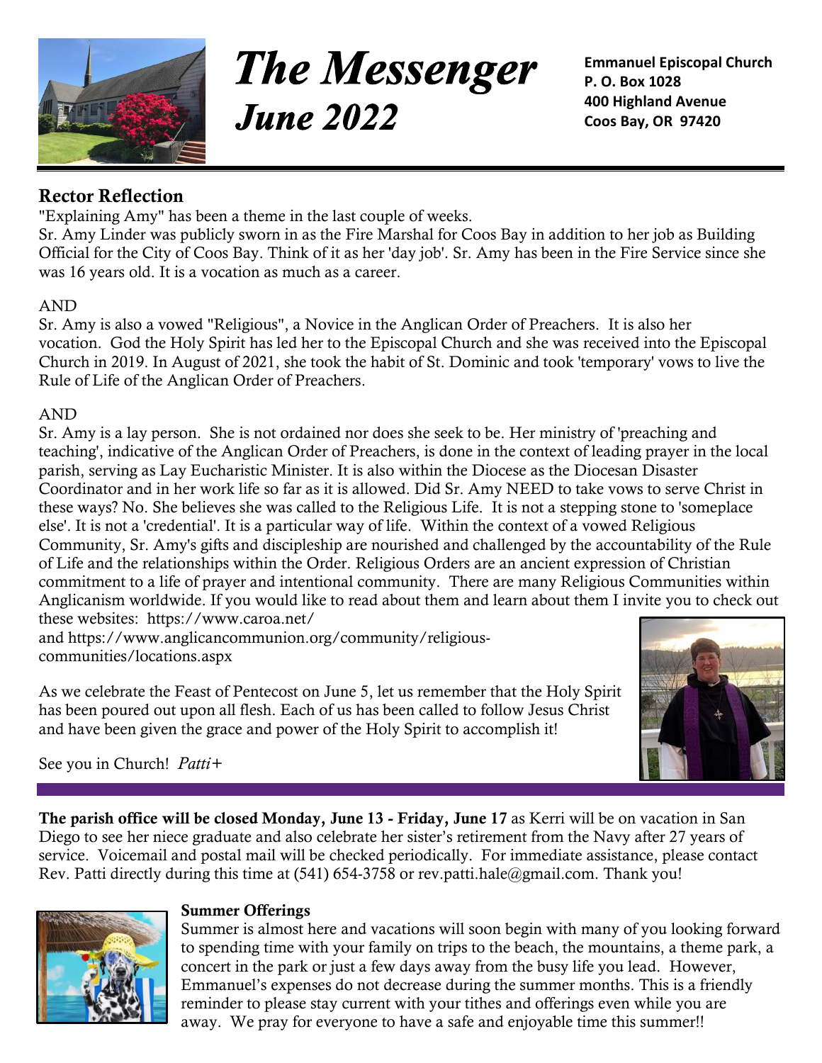# The Messenger
# June 2022

**Emmanuel Episcopal Church**
**P. O. Box 1028**
**400 Highland Avenue**
**Coos Bay, OR 97420**

## Rector Reflection

"Explaining Amy" has been a theme in the last couple of weeks.
Sr. Amy Linder was publicly sworn in as the Fire Marshal for Coos Bay in addition to her job as Building Official for the City of Coos Bay. Think of it as her 'day job'. Sr. Amy has been in the Fire Service since she was 16 years old. It is a vocation as much as a career.

AND
Sr. Amy is also a vowed "Religious", a Novice in the Anglican Order of Preachers. It is also her vocation. God the Holy Spirit has led her to the Episcopal Church and she was received into the Episcopal Church in 2019. In August of 2021, she took the habit of St. Dominic and took 'temporary' vows to live the Rule of Life of the Anglican Order of Preachers.

AND
Sr. Amy is a lay person. She is not ordained nor does she seek to be. Her ministry of 'preaching and teaching', indicative of the Anglican Order of Preachers, is done in the context of leading prayer in the local parish, serving as Lay Eucharistic Minister. It is also within the Diocese as the Diocesan Disaster Coordinator and in her work life so far as it is allowed. Did Sr. Amy NEED to take vows to serve Christ in these ways? No. She believes she was called to the Religious Life. It is not a stepping stone to 'someplace else'. It is not a 'credential'. It is a particular way of life. Within the context of a vowed Religious Community, Sr. Amy's gifts and discipleship are nourished and challenged by the accountability of the Rule of Life and the relationships within the Order. Religious Orders are an ancient expression of Christian commitment to a life of prayer and intentional community. There are many Religious Communities within Anglicanism worldwide. If you would like to read about them and learn about them I invite you to check out these websites: https://www.caroa.net/
and https://www.anglicancommunion.org/community/religious-communities/locations.aspx

As we celebrate the Feast of Pentecost on June 5, let us remember that the Holy Spirit has been poured out upon all flesh. Each of us has been called to follow Jesus Christ and have been given the grace and power of the Holy Spirit to accomplish it!

See you in Church! *Patti+*

---

**The parish office will be closed Monday, June 13 - Friday, June 17** as Kerri will be on vacation in San Diego to see her niece graduate and also celebrate her sister's retirement from the Navy after 27 years of service. Voicemail and postal mail will be checked periodically. For immediate assistance, please contact Rev. Patti directly during this time at (541) 654-3758 or rev.patti.hale@gmail.com. Thank you!

### Summer Offerings

Summer is almost here and vacations will soon begin with many of you looking forward to spending time with your family on trips to the beach, the mountains, a theme park, a concert in the park or just a few days away from the busy life you lead. However, Emmanuel's expenses do not decrease during the summer months. This is a friendly reminder to please stay current with your tithes and offerings even while you are away. We pray for everyone to have a safe and enjoyable time this summer!!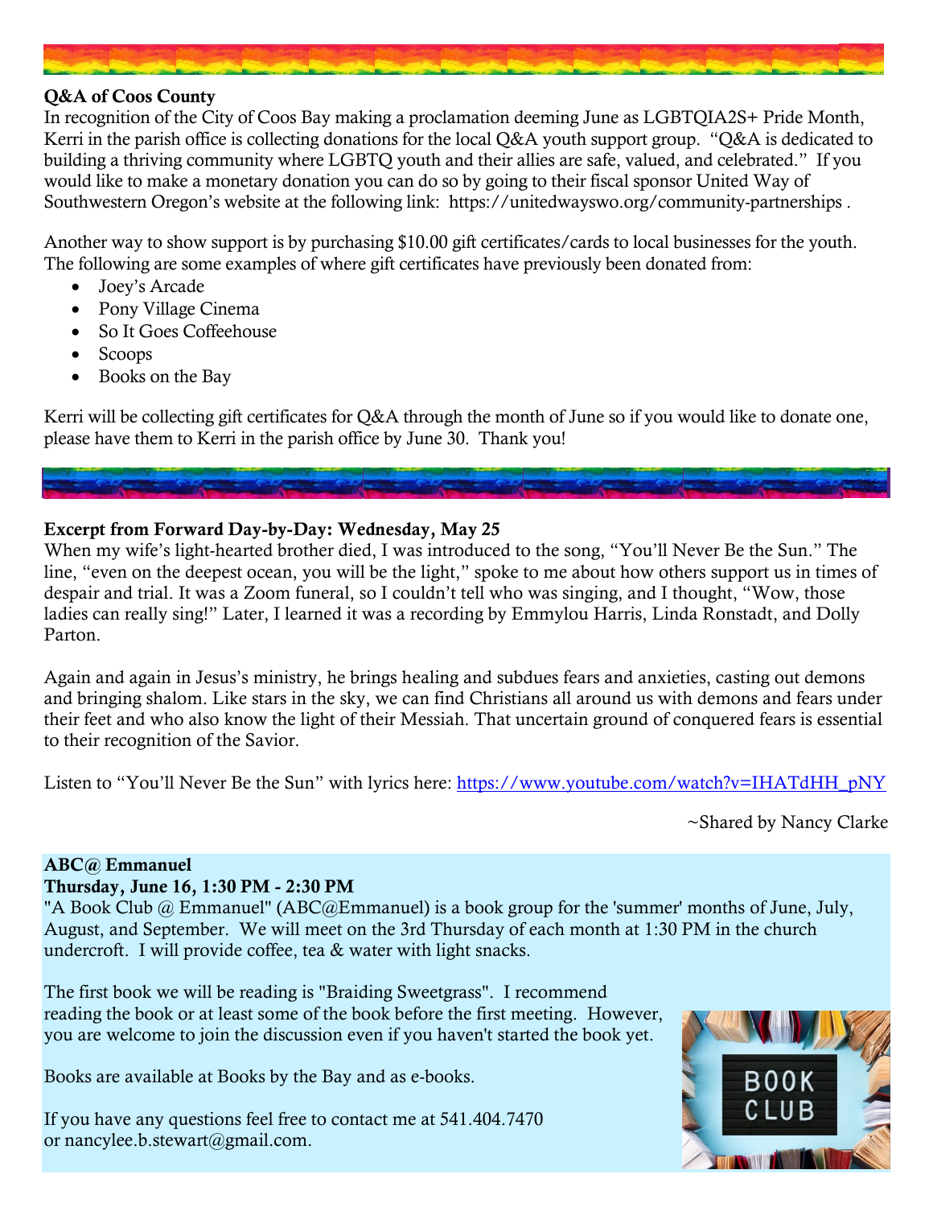**Q&A of Coos County**

In recognition of the City of Coos Bay making a proclamation deeming June as LGBTQIA2S+ Pride Month, Kerri in the parish office is collecting donations for the local Q&A youth support group. "Q&A is dedicated to building a thriving community where LGBTQ youth and their allies are safe, valued, and celebrated." If you would like to make a monetary donation you can do so by going to their fiscal sponsor United Way of Southwestern Oregon's website at the following link: https://unitedwayswo.org/community-partnerships .

Another way to show support is by purchasing $10.00 gift certificates/cards to local businesses for the youth. The following are some examples of where gift certificates have previously been donated from:

- Joey's Arcade
- Pony Village Cinema
- So It Goes Coffeehouse
- Scoops
- Books on the Bay

Kerri will be collecting gift certificates for Q&A through the month of June so if you would like to donate one, please have them to Kerri in the parish office by June 30. Thank you!

**Excerpt from Forward Day-by-Day: Wednesday, May 25**

When my wife's light-hearted brother died, I was introduced to the song, "You'll Never Be the Sun." The line, "even on the deepest ocean, you will be the light," spoke to me about how others support us in times of despair and trial. It was a Zoom funeral, so I couldn't tell who was singing, and I thought, "Wow, those ladies can really sing!" Later, I learned it was a recording by Emmylou Harris, Linda Ronstadt, and Dolly Parton.

Again and again in Jesus's ministry, he brings healing and subdues fears and anxieties, casting out demons and bringing shalom. Like stars in the sky, we can find Christians all around us with demons and fears under their feet and who also know the light of their Messiah. That uncertain ground of conquered fears is essential to their recognition of the Savior.

Listen to "You'll Never Be the Sun" with lyrics here: https://www.youtube.com/watch?v=IHATdHH_pNY

~Shared by Nancy Clarke

**ABC@ Emmanuel**
**Thursday, June 16, 1:30 PM - 2:30 PM**

"A Book Club @ Emmanuel" (ABC@Emmanuel) is a book group for the 'summer' months of June, July, August, and September. We will meet on the 3rd Thursday of each month at 1:30 PM in the church undercroft. I will provide coffee, tea & water with light snacks.

The first book we will be reading is "Braiding Sweetgrass". I recommend reading the book or at least some of the book before the first meeting. However, you are welcome to join the discussion even if you haven't started the book yet.

Books are available at Books by the Bay and as e-books.

If you have any questions feel free to contact me at 541.404.7470 or nancylee.b.stewart@gmail.com.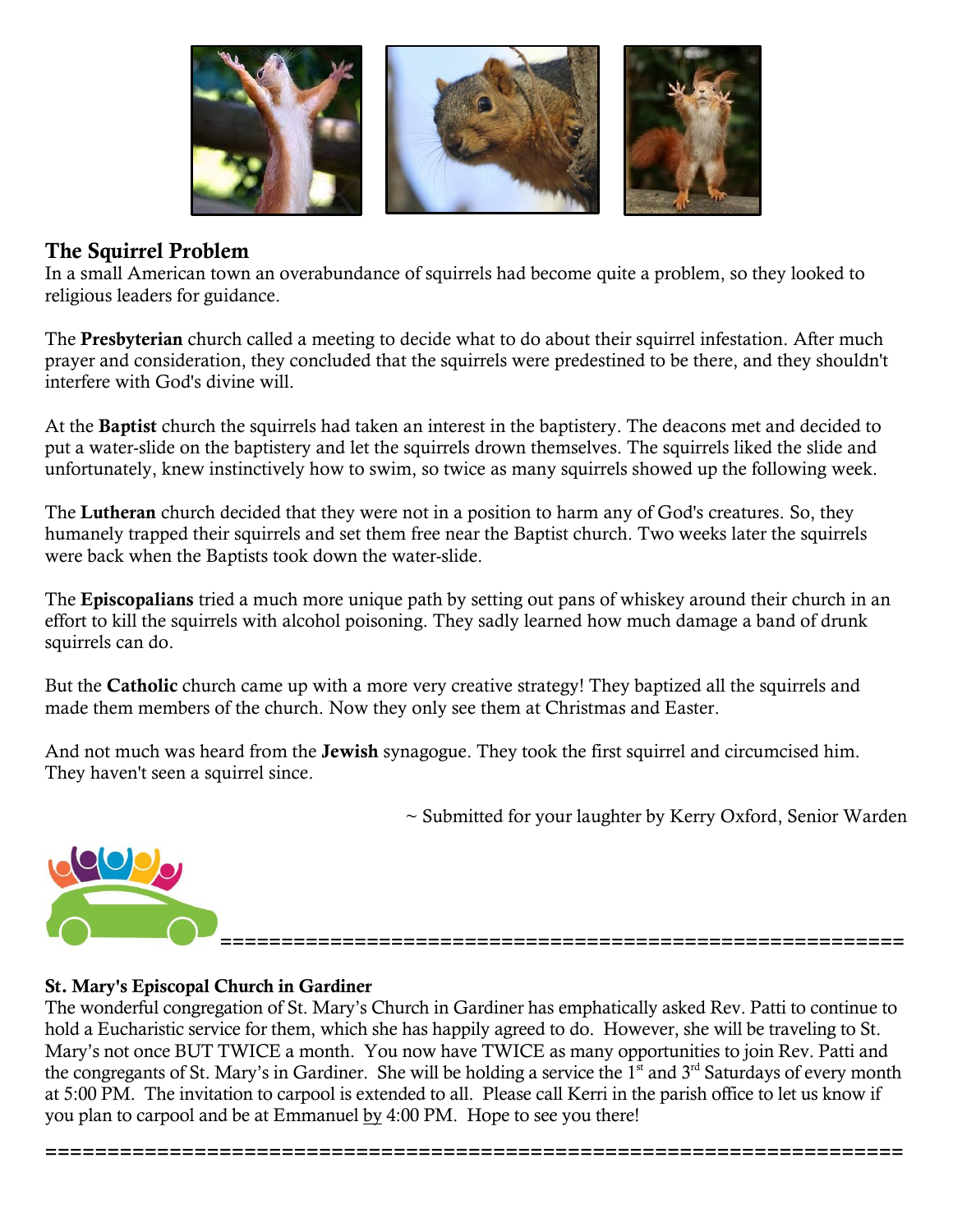## The Squirrel Problem

In a small American town an overabundance of squirrels had become quite a problem, so they looked to religious leaders for guidance.

The **Presbyterian** church called a meeting to decide what to do about their squirrel infestation. After much prayer and consideration, they concluded that the squirrels were predestined to be there, and they shouldn't interfere with God's divine will.

At the **Baptist** church the squirrels had taken an interest in the baptistery. The deacons met and decided to put a water-slide on the baptistery and let the squirrels drown themselves. The squirrels liked the slide and unfortunately, knew instinctively how to swim, so twice as many squirrels showed up the following week.

The **Lutheran** church decided that they were not in a position to harm any of God's creatures. So, they humanely trapped their squirrels and set them free near the Baptist church. Two weeks later the squirrels were back when the Baptists took down the water-slide.

The **Episcopalians** tried a much more unique path by setting out pans of whiskey around their church in an effort to kill the squirrels with alcohol poisoning. They sadly learned how much damage a band of drunk squirrels can do.

But the **Catholic** church came up with a more very creative strategy! They baptized all the squirrels and made them members of the church. Now they only see them at Christmas and Easter.

And not much was heard from the **Jewish** synagogue. They took the first squirrel and circumcised him. They haven't seen a squirrel since.

~ Submitted for your laughter by Kerry Oxford, Senior Warden

============================================================

**St. Mary's Episcopal Church in Gardiner**

The wonderful congregation of St. Mary's Church in Gardiner has emphatically asked Rev. Patti to continue to hold a Eucharistic service for them, which she has happily agreed to do. However, she will be traveling to St. Mary's not once BUT TWICE a month. You now have TWICE as many opportunities to join Rev. Patti and the congregants of St. Mary's in Gardiner. She will be holding a service the 1st and 3rd Saturdays of every month at 5:00 PM. The invitation to carpool is extended to all. Please call Kerri in the parish office to let us know if you plan to carpool and be at Emmanuel by 4:00 PM. Hope to see you there!

============================================================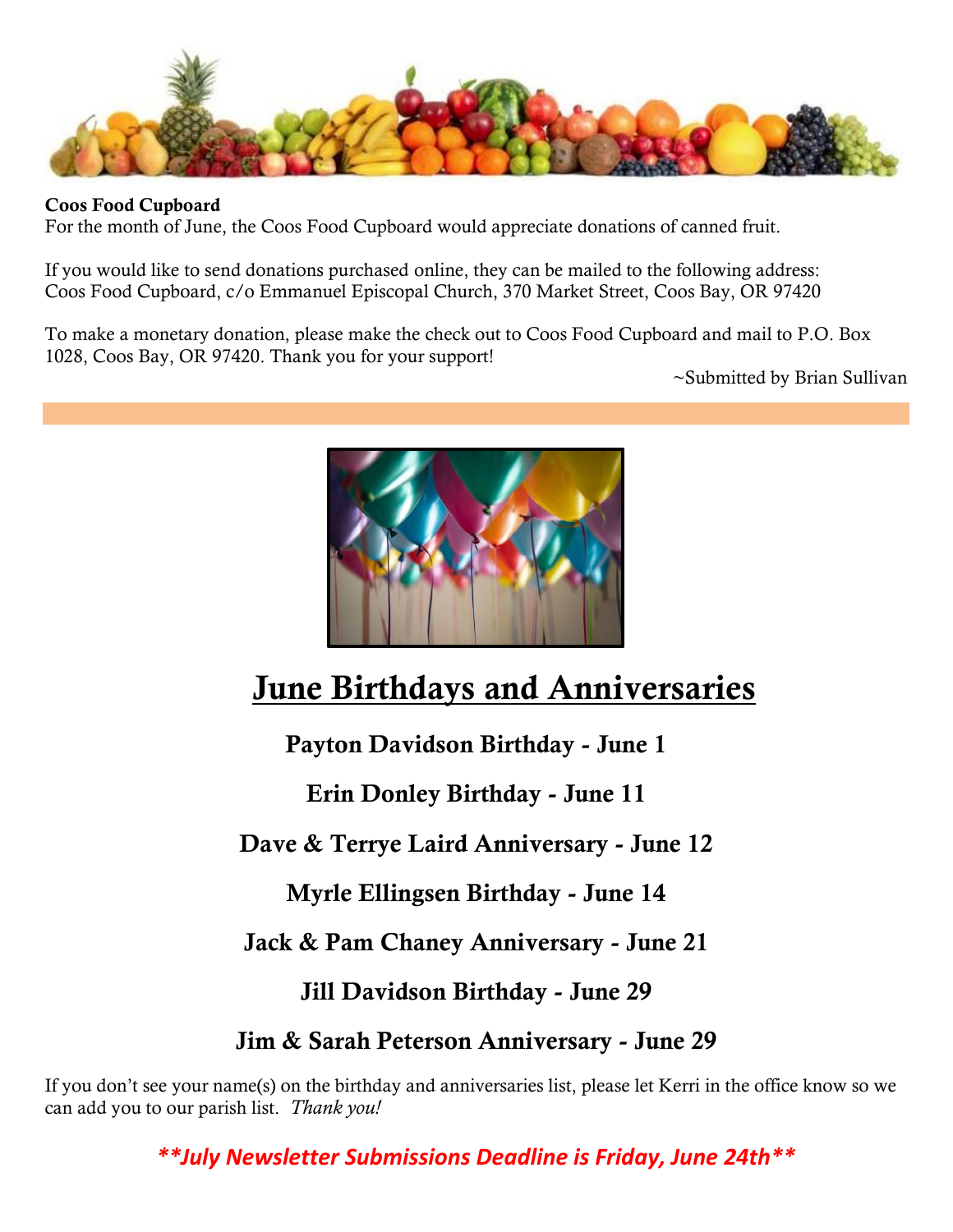**Coos Food Cupboard**
For the month of June, the Coos Food Cupboard would appreciate donations of canned fruit.

If you would like to send donations purchased online, they can be mailed to the following address:
Coos Food Cupboard, c/o Emmanuel Episcopal Church, 370 Market Street, Coos Bay, OR 97420

To make a monetary donation, please make the check out to Coos Food Cupboard and mail to P.O. Box 1028, Coos Bay, OR 97420. Thank you for your support!

~Submitted by Brian Sullivan

## June Birthdays and Anniversaries

**Payton Davidson Birthday - June 1**

**Erin Donley Birthday - June 11**

**Dave & Terrye Laird Anniversary - June 12**

**Myrle Ellingsen Birthday - June 14**

**Jack & Pam Chaney Anniversary - June 21**

**Jill Davidson Birthday - June 29**

**Jim & Sarah Peterson Anniversary - June 29**

If you don't see your name(s) on the birthday and anniversaries list, please let Kerri in the office know so we can add you to our parish list. *Thank you!*

***\*\*July Newsletter Submissions Deadline is Friday, June 24th\*\****